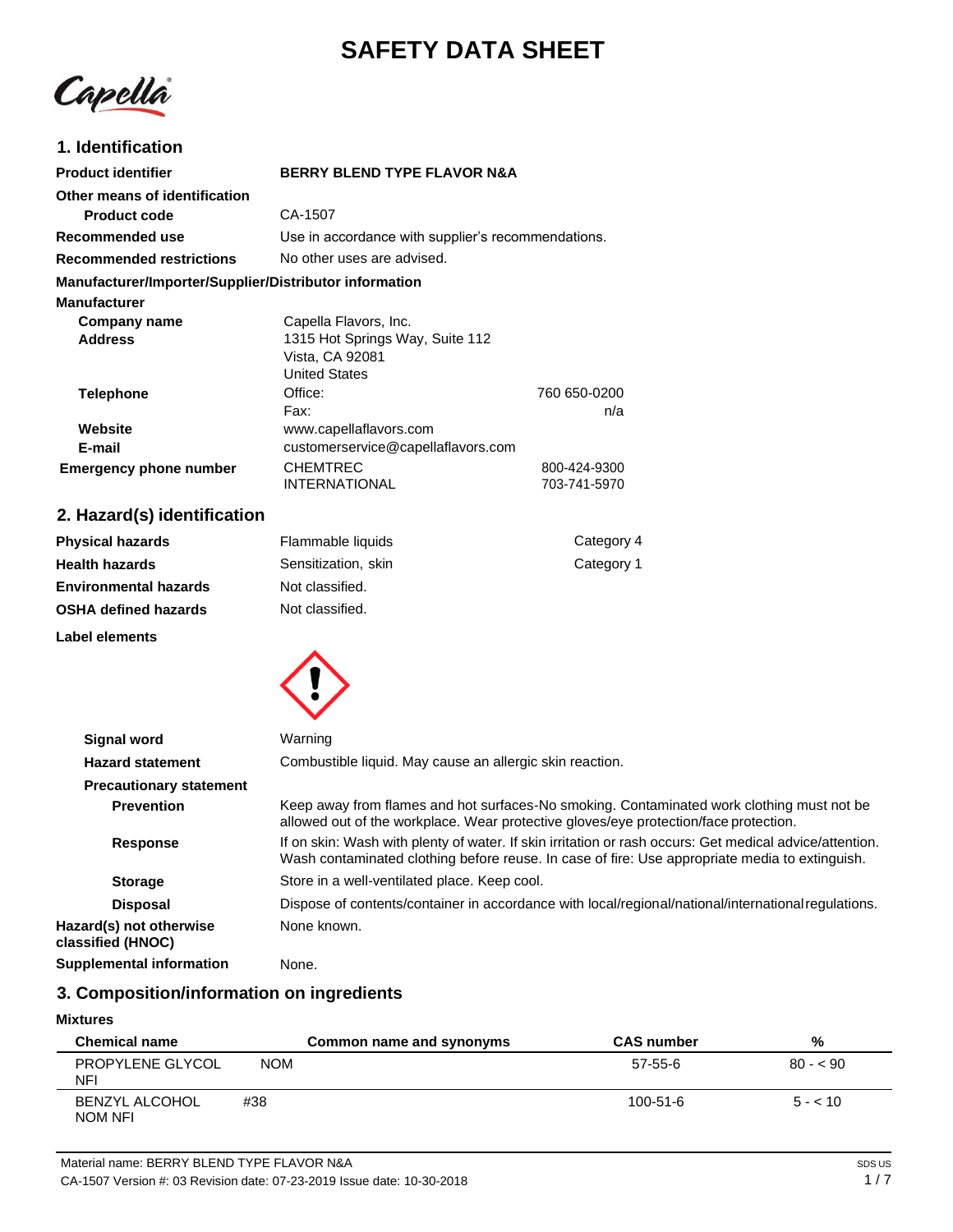# SAFETY DATA SHEET

## 1. Identification

| | | |
|---|---|---|
| **Product identifier** | **BERRY BLEND TYPE FLAVOR N&A** | |
| **Other means of identification** | | |
| **Product code** | CA-1507 | |
| **Recommended use** | Use in accordance with supplier's recommendations. | |
| **Recommended restrictions** | No other uses are advised. | |

**Manufacturer/Importer/Supplier/Distributor information**

**Manufacturer**

| | | |
|---|---|---|
| **Company name** | Capella Flavors, Inc. | |
| **Address** | 1315 Hot Springs Way, Suite 112<br>Vista, CA 92081<br>United States | |
| **Telephone** | Office: | 760 650-0200 |
| | Fax: | n/a |
| **Website** | www.capellaflavors.com | |
| **E-mail** | customerservice@capellaflavors.com | |
| **Emergency phone number** | CHEMTREC | 800-424-9300 |
| | INTERNATIONAL | 703-741-5970 |

## 2. Hazard(s) identification

| | | |
|---|---|---|
| **Physical hazards** | Flammable liquids | Category 4 |
| **Health hazards** | Sensitization, skin | Category 1 |
| **Environmental hazards** | Not classified. | |
| **OSHA defined hazards** | Not classified. | |

**Label elements**

**Signal word** Warning

**Hazard statement** Combustible liquid. May cause an allergic skin reaction.

**Precautionary statement**

**Prevention** Keep away from flames and hot surfaces-No smoking. Contaminated work clothing must not be allowed out of the workplace. Wear protective gloves/eye protection/face protection.

**Response** If on skin: Wash with plenty of water. If skin irritation or rash occurs: Get medical advice/attention. Wash contaminated clothing before reuse. In case of fire: Use appropriate media to extinguish.

**Storage** Store in a well-ventilated place. Keep cool.

**Disposal** Dispose of contents/container in accordance with local/regional/national/international regulations.

**Hazard(s) not otherwise classified (HNOC)** None known.

**Supplemental information** None.

## 3. Composition/information on ingredients

**Mixtures**

| Chemical name | Common name and synonyms | CAS number | % |
|---|---|---|---|
| PROPYLENE GLYCOL NFI | NOM | 57-55-6 | 80 - < 90 |
| BENZYL ALCOHOL NOM NFI | #38 | 100-51-6 | 5 - < 10 |

Material name: BERRY BLEND TYPE FLAVOR N&A

CA-1507 Version #: 03 Revision date: 07-23-2019 Issue date: 10-30-2018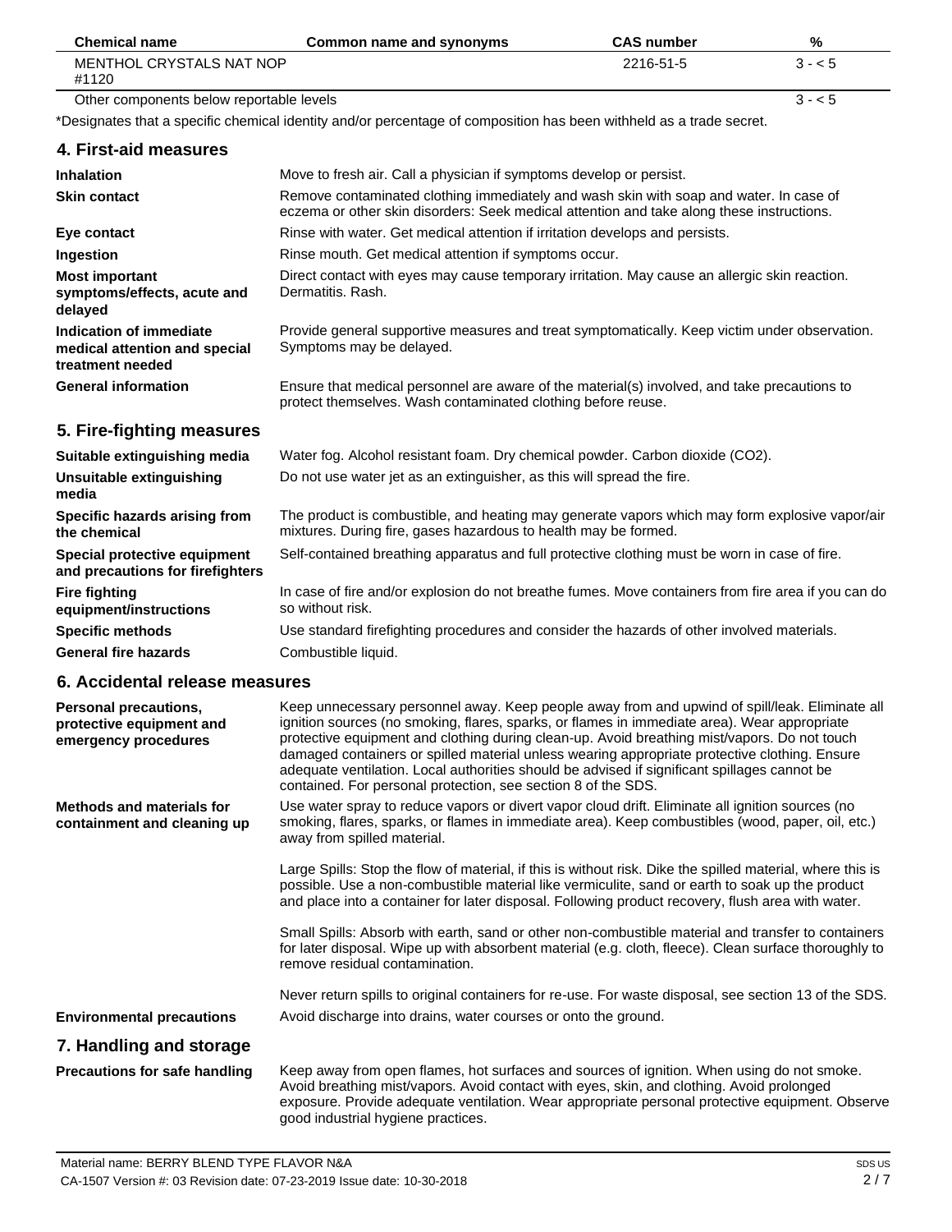| Chemical name | Common name and synonyms | CAS number | % |
|---|---|---|---|
| MENTHOL CRYSTALS NAT NOP #1120 | | 2216-51-5 | 3 - < 5 |
| Other components below reportable levels | | | 3 - < 5 |

*Designates that a specific chemical identity and/or percentage of composition has been withheld as a trade secret.

## 4. First-aid measures

**Inhalation**
Move to fresh air. Call a physician if symptoms develop or persist.

**Skin contact**
Remove contaminated clothing immediately and wash skin with soap and water. In case of eczema or other skin disorders: Seek medical attention and take along these instructions.

**Eye contact**
Rinse with water. Get medical attention if irritation develops and persists.

**Ingestion**
Rinse mouth. Get medical attention if symptoms occur.

**Most important symptoms/effects, acute and delayed**
Direct contact with eyes may cause temporary irritation. May cause an allergic skin reaction. Dermatitis. Rash.

**Indication of immediate medical attention and special treatment needed**
Provide general supportive measures and treat symptomatically. Keep victim under observation. Symptoms may be delayed.

**General information**
Ensure that medical personnel are aware of the material(s) involved, and take precautions to protect themselves. Wash contaminated clothing before reuse.

## 5. Fire-fighting measures

**Suitable extinguishing media**
Water fog. Alcohol resistant foam. Dry chemical powder. Carbon dioxide ($CO_2$).

**Unsuitable extinguishing media**
Do not use water jet as an extinguisher, as this will spread the fire.

**Specific hazards arising from the chemical**
The product is combustible, and heating may generate vapors which may form explosive vapor/air mixtures. During fire, gases hazardous to health may be formed.

**Special protective equipment and precautions for firefighters**
Self-contained breathing apparatus and full protective clothing must be worn in case of fire.

**Fire fighting equipment/instructions**
In case of fire and/or explosion do not breathe fumes. Move containers from fire area if you can do so without risk.

**Specific methods**
Use standard firefighting procedures and consider the hazards of other involved materials.

**General fire hazards**
Combustible liquid.

## 6. Accidental release measures

**Personal precautions, protective equipment and emergency procedures**
Keep unnecessary personnel away. Keep people away from and upwind of spill/leak. Eliminate all ignition sources (no smoking, flares, sparks, or flames in immediate area). Wear appropriate protective equipment and clothing during clean-up. Avoid breathing mist/vapors. Do not touch damaged containers or spilled material unless wearing appropriate protective clothing. Ensure adequate ventilation. Local authorities should be advised if significant spillages cannot be contained. For personal protection, see section 8 of the SDS.

**Methods and materials for containment and cleaning up**
Use water spray to reduce vapors or divert vapor cloud drift. Eliminate all ignition sources (no smoking, flares, sparks, or flames in immediate area). Keep combustibles (wood, paper, oil, etc.) away from spilled material.

Large Spills: Stop the flow of material, if this is without risk. Dike the spilled material, where this is possible. Use a non-combustible material like vermiculite, sand or earth to soak up the product and place into a container for later disposal. Following product recovery, flush area with water.

Small Spills: Absorb with earth, sand or other non-combustible material and transfer to containers for later disposal. Wipe up with absorbent material (e.g. cloth, fleece). Clean surface thoroughly to remove residual contamination.

Never return spills to original containers for re-use. For waste disposal, see section 13 of the SDS.

**Environmental precautions**
Avoid discharge into drains, water courses or onto the ground.

## 7. Handling and storage

**Precautions for safe handling**
Keep away from open flames, hot surfaces and sources of ignition. When using do not smoke. Avoid breathing mist/vapors. Avoid contact with eyes, skin, and clothing. Avoid prolonged exposure. Provide adequate ventilation. Wear appropriate personal protective equipment. Observe good industrial hygiene practices.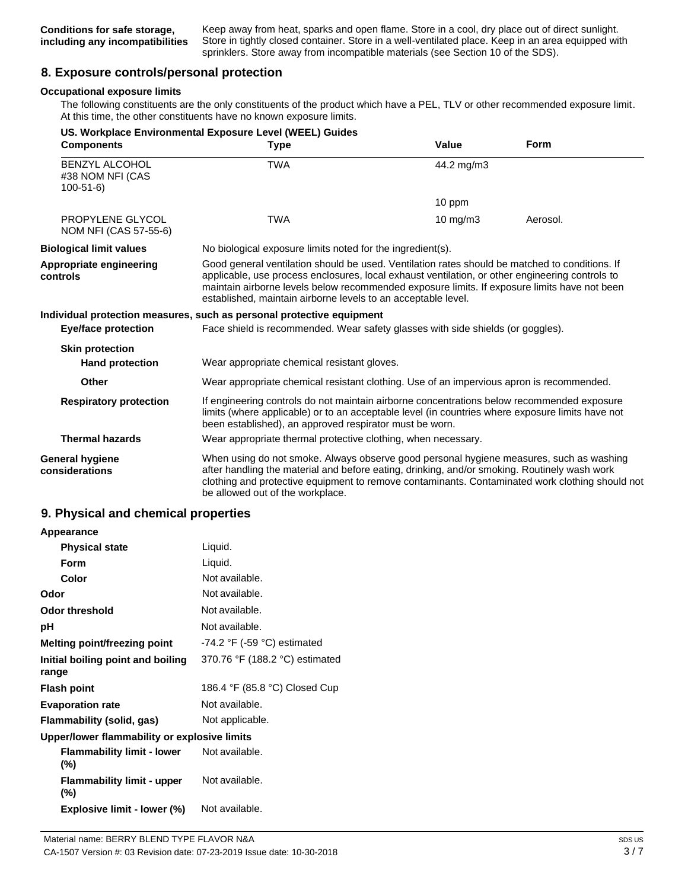| | |
|---|---|
| **Conditions for safe storage, including any incompatibilities** | Keep away from heat, sparks and open flame. Store in a cool, dry place out of direct sunlight. Store in tightly closed container. Store in a well-ventilated place. Keep in an area equipped with sprinklers. Store away from incompatible materials (see Section 10 of the SDS). |

## 8. Exposure controls/personal protection

**Occupational exposure limits**

The following constituents are the only constituents of the product which have a PEL, TLV or other recommended exposure limit. At this time, the other constituents have no known exposure limits.

**US. Workplace Environmental Exposure Level (WEEL) Guides**

| Components | Type | Value | Form |
|---|---|---|---|
| BENZYL ALCOHOL #38 NOM NFI (CAS 100-51-6) | TWA | 44.2 mg/m3 | |
| | | 10 ppm | |
| PROPYLENE GLYCOL NOM NFI (CAS 57-55-6) | TWA | 10 mg/m3 | Aerosol. |

**Biological limit values** No biological exposure limits noted for the ingredient(s).

**Appropriate engineering controls** Good general ventilation should be used. Ventilation rates should be matched to conditions. If applicable, use process enclosures, local exhaust ventilation, or other engineering controls to maintain airborne levels below recommended exposure limits. If exposure limits have not been established, maintain airborne levels to an acceptable level.

**Individual protection measures, such as personal protective equipment**

**Eye/face protection** Face shield is recommended. Wear safety glasses with side shields (or goggles).

**Skin protection**

**Hand protection** Wear appropriate chemical resistant gloves.

**Other** Wear appropriate chemical resistant clothing. Use of an impervious apron is recommended.

**Respiratory protection** If engineering controls do not maintain airborne concentrations below recommended exposure limits (where applicable) or to an acceptable level (in countries where exposure limits have not been established), an approved respirator must be worn.

**Thermal hazards** Wear appropriate thermal protective clothing, when necessary.

**General hygiene considerations** When using do not smoke. Always observe good personal hygiene measures, such as washing after handling the material and before eating, drinking, and/or smoking. Routinely wash work clothing and protective equipment to remove contaminants. Contaminated work clothing should not be allowed out of the workplace.

## 9. Physical and chemical properties

**Appearance**

| | |
|---|---|
| **Physical state** | Liquid. |
| **Form** | Liquid. |
| **Color** | Not available. |
| **Odor** | Not available. |
| **Odor threshold** | Not available. |
| **pH** | Not available. |
| **Melting point/freezing point** | -74.2 °F (-59 °C) estimated |
| **Initial boiling point and boiling range** | 370.76 °F (188.2 °C) estimated |
| **Flash point** | 186.4 °F (85.8 °C) Closed Cup |
| **Evaporation rate** | Not available. |
| **Flammability (solid, gas)** | Not applicable. |

**Upper/lower flammability or explosive limits**

| | |
|---|---|
| **Flammability limit - lower (%)** | Not available. |
| **Flammability limit - upper (%)** | Not available. |
| **Explosive limit - lower (%)** | Not available. |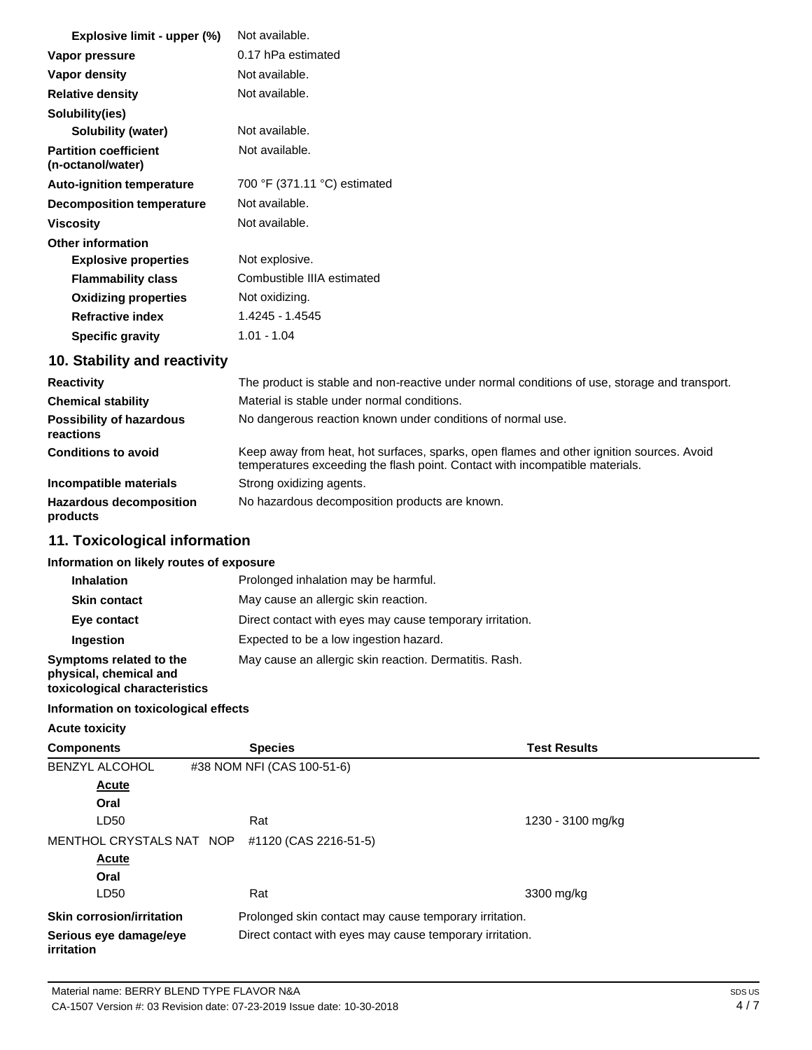| | |
|---|---|
| **Explosive limit - upper (%)** | Not available. |
| **Vapor pressure** | 0.17 hPa estimated |
| **Vapor density** | Not available. |
| **Relative density** | Not available. |
| **Solubility(ies)** | |
| **Solubility (water)** | Not available. |
| **Partition coefficient (n-octanol/water)** | Not available. |
| **Auto-ignition temperature** | 700 °F (371.11 °C) estimated |
| **Decomposition temperature** | Not available. |
| **Viscosity** | Not available. |
| **Other information** | |
| **Explosive properties** | Not explosive. |
| **Flammability class** | Combustible IIIA estimated |
| **Oxidizing properties** | Not oxidizing. |
| **Refractive index** | 1.4245 - 1.4545 |
| **Specific gravity** | 1.01 - 1.04 |

## 10. Stability and reactivity

| | |
|---|---|
| **Reactivity** | The product is stable and non-reactive under normal conditions of use, storage and transport. |
| **Chemical stability** | Material is stable under normal conditions. |
| **Possibility of hazardous reactions** | No dangerous reaction known under conditions of normal use. |
| **Conditions to avoid** | Keep away from heat, hot surfaces, sparks, open flames and other ignition sources. Avoid temperatures exceeding the flash point. Contact with incompatible materials. |
| **Incompatible materials** | Strong oxidizing agents. |
| **Hazardous decomposition products** | No hazardous decomposition products are known. |

## 11. Toxicological information

**Information on likely routes of exposure**

| | |
|---|---|
| **Inhalation** | Prolonged inhalation may be harmful. |
| **Skin contact** | May cause an allergic skin reaction. |
| **Eye contact** | Direct contact with eyes may cause temporary irritation. |
| **Ingestion** | Expected to be a low ingestion hazard. |
| **Symptoms related to the physical, chemical and toxicological characteristics** | May cause an allergic skin reaction. Dermatitis. Rash. |

**Information on toxicological effects**

**Acute toxicity**

| Components | Species | Test Results |
|---|---|---|
| BENZYL ALCOHOL #38 NOM NFI (CAS 100-51-6) | | |
| Acute | | |
| Oral | | |
| LD50 | Rat | 1230 - 3100 mg/kg |
| MENTHOL CRYSTALS NAT NOP #1120 (CAS 2216-51-5) | | |
| Acute | | |
| Oral | | |
| LD50 | Rat | 3300 mg/kg |

| | |
|---|---|
| **Skin corrosion/irritation** | Prolonged skin contact may cause temporary irritation. |
| **Serious eye damage/eye irritation** | Direct contact with eyes may cause temporary irritation. |

Material name: BERRY BLEND TYPE FLAVOR N&A

CA-1507 Version #: 03 Revision date: 07-23-2019 Issue date: 10-30-2018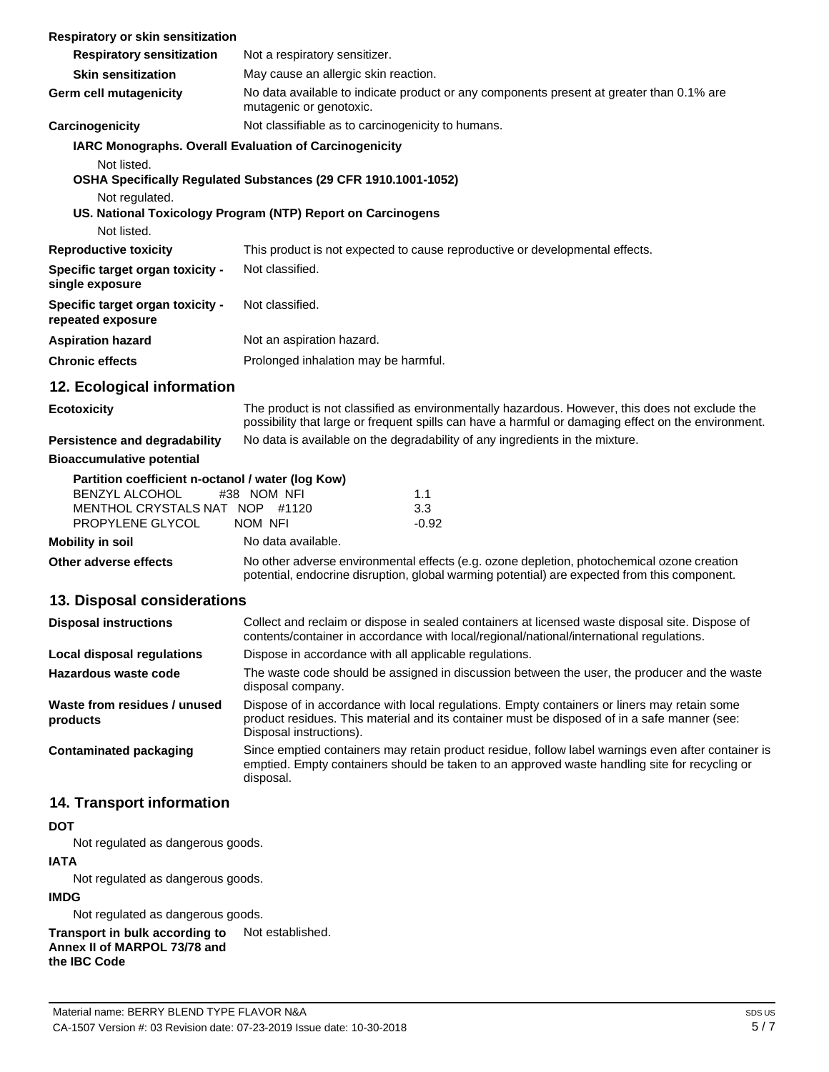**Respiratory or skin sensitization**

| | |
|---|---|
| **Respiratory sensitization** | Not a respiratory sensitizer. |
| **Skin sensitization** | May cause an allergic skin reaction. |
| **Germ cell mutagenicity** | No data available to indicate product or any components present at greater than 0.1% are mutagenic or genotoxic. |
| **Carcinogenicity** | Not classifiable as to carcinogenicity to humans. |

**IARC Monographs. Overall Evaluation of Carcinogenicity**

Not listed.

**OSHA Specifically Regulated Substances (29 CFR 1910.1001-1052)**

Not regulated.

**US. National Toxicology Program (NTP) Report on Carcinogens**

Not listed.

| | |
|---|---|
| **Reproductive toxicity** | This product is not expected to cause reproductive or developmental effects. |
| **Specific target organ toxicity - single exposure** | Not classified. |
| **Specific target organ toxicity - repeated exposure** | Not classified. |
| **Aspiration hazard** | Not an aspiration hazard. |
| **Chronic effects** | Prolonged inhalation may be harmful. |

## 12. Ecological information

| | |
|---|---|
| **Ecotoxicity** | The product is not classified as environmentally hazardous. However, this does not exclude the possibility that large or frequent spills can have a harmful or damaging effect on the environment. |
| **Persistence and degradability** | No data is available on the degradability of any ingredients in the mixture. |

**Bioaccumulative potential**

**Partition coefficient n-octanol / water (log Kow)**

| | |
|---|---|
| BENZYL ALCOHOL #38 NOM NFI | 1.1 |
| MENTHOL CRYSTALS NAT NOP #1120 | 3.3 |
| PROPYLENE GLYCOL NOM NFI | -0.92 |

| | |
|---|---|
| **Mobility in soil** | No data available. |
| **Other adverse effects** | No other adverse environmental effects (e.g. ozone depletion, photochemical ozone creation potential, endocrine disruption, global warming potential) are expected from this component. |

## 13. Disposal considerations

| | |
|---|---|
| **Disposal instructions** | Collect and reclaim or dispose in sealed containers at licensed waste disposal site. Dispose of contents/container in accordance with local/regional/national/international regulations. |
| **Local disposal regulations** | Dispose in accordance with all applicable regulations. |
| **Hazardous waste code** | The waste code should be assigned in discussion between the user, the producer and the waste disposal company. |
| **Waste from residues / unused products** | Dispose of in accordance with local regulations. Empty containers or liners may retain some product residues. This material and its container must be disposed of in a safe manner (see: Disposal instructions). |
| **Contaminated packaging** | Since emptied containers may retain product residue, follow label warnings even after container is emptied. Empty containers should be taken to an approved waste handling site for recycling or disposal. |

## 14. Transport information

**DOT**

Not regulated as dangerous goods.

**IATA**

Not regulated as dangerous goods.

**IMDG**

Not regulated as dangerous goods.

**Transport in bulk according to Annex II of MARPOL 73/78 and the IBC Code** Not established.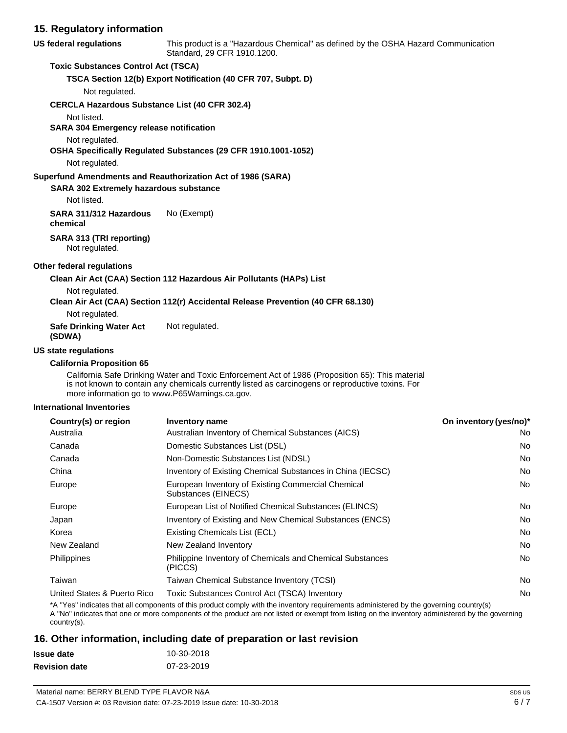## 15. Regulatory information

**US federal regulations** This product is a "Hazardous Chemical" as defined by the OSHA Hazard Communication Standard, 29 CFR 1910.1200.

**Toxic Substances Control Act (TSCA)**

**TSCA Section 12(b) Export Notification (40 CFR 707, Subpt. D)**

Not regulated.

**CERCLA Hazardous Substance List (40 CFR 302.4)**

Not listed.

**SARA 304 Emergency release notification**

Not regulated.

**OSHA Specifically Regulated Substances (29 CFR 1910.1001-1052)**

Not regulated.

**Superfund Amendments and Reauthorization Act of 1986 (SARA)**

**SARA 302 Extremely hazardous substance**

Not listed.

**SARA 311/312 Hazardous chemical** No (Exempt)

**SARA 313 (TRI reporting)**

Not regulated.

**Other federal regulations**

**Clean Air Act (CAA) Section 112 Hazardous Air Pollutants (HAPs) List**

Not regulated.

**Clean Air Act (CAA) Section 112(r) Accidental Release Prevention (40 CFR 68.130)**

Not regulated.

**Safe Drinking Water Act (SDWA)** Not regulated.

**US state regulations**

**California Proposition 65**

California Safe Drinking Water and Toxic Enforcement Act of 1986 (Proposition 65): This material is not known to contain any chemicals currently listed as carcinogens or reproductive toxins. For more information go to www.P65Warnings.ca.gov.

**International Inventories**

| Country(s) or region | Inventory name | On inventory (yes/no)* |
|---|---|---|
| Australia | Australian Inventory of Chemical Substances (AICS) | No |
| Canada | Domestic Substances List (DSL) | No |
| Canada | Non-Domestic Substances List (NDSL) | No |
| China | Inventory of Existing Chemical Substances in China (IECSC) | No |
| Europe | European Inventory of Existing Commercial Chemical Substances (EINECS) | No |
| Europe | European List of Notified Chemical Substances (ELINCS) | No |
| Japan | Inventory of Existing and New Chemical Substances (ENCS) | No |
| Korea | Existing Chemicals List (ECL) | No |
| New Zealand | New Zealand Inventory | No |
| Philippines | Philippine Inventory of Chemicals and Chemical Substances (PICCS) | No |
| Taiwan | Taiwan Chemical Substance Inventory (TCSI) | No |
| United States & Puerto Rico | Toxic Substances Control Act (TSCA) Inventory | No |

*A "Yes" indicates that all components of this product comply with the inventory requirements administered by the governing country(s)
A "No" indicates that one or more components of the product are not listed or exempt from listing on the inventory administered by the governing country(s).

## 16. Other information, including date of preparation or last revision

**Issue date** 10-30-2018

**Revision date** 07-23-2019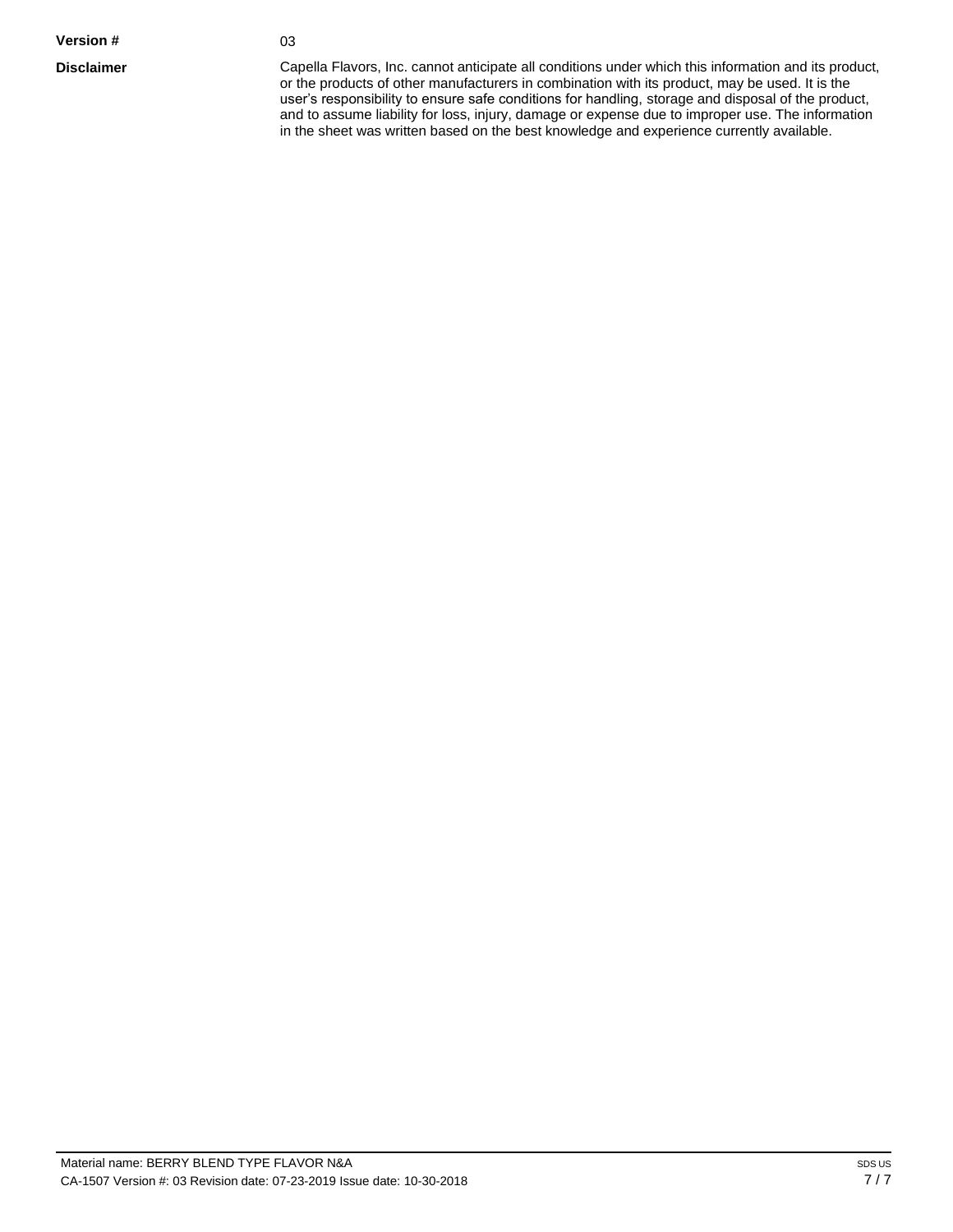**Version #** 03

**Disclaimer** Capella Flavors, Inc. cannot anticipate all conditions under which this information and its product, or the products of other manufacturers in combination with its product, may be used. It is the user's responsibility to ensure safe conditions for handling, storage and disposal of the product, and to assume liability for loss, injury, damage or expense due to improper use. The information in the sheet was written based on the best knowledge and experience currently available.